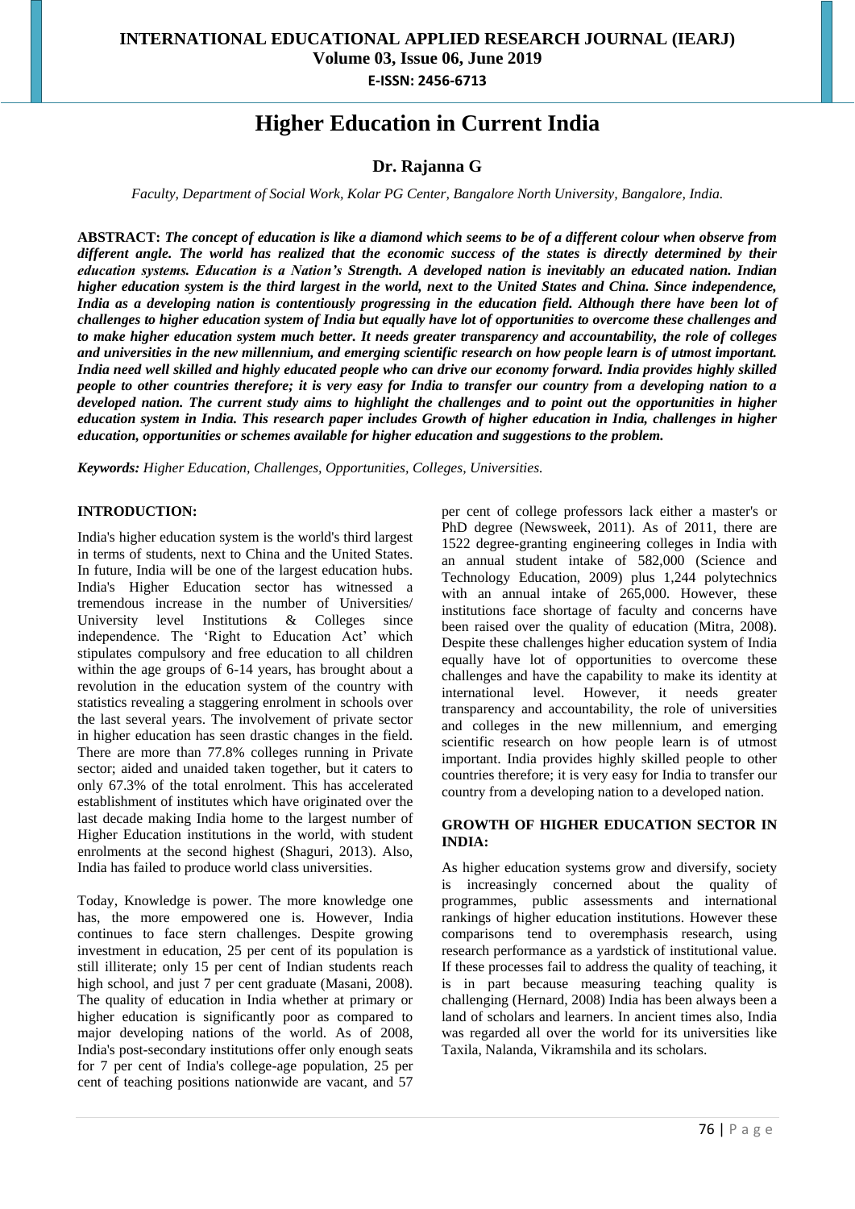# Higher Education in Current India

## Dr. Rajanna G

*Faculty, Department of Social Work, Kolar PG Center, Bangalore North University, Bangalore, India.*

**ABSTRACT:** ***The concept of education is like a diamond which seems to be of a different colour when observe from different angle. The world has realized that the economic success of the states is directly determined by their education systems. Education is a Nation's Strength. A developed nation is inevitably an educated nation. Indian higher education system is the third largest in the world, next to the United States and China. Since independence, India as a developing nation is contentiously progressing in the education field. Although there have been lot of challenges to higher education system of India but equally have lot of opportunities to overcome these challenges and to make higher education system much better. It needs greater transparency and accountability, the role of colleges and universities in the new millennium, and emerging scientific research on how people learn is of utmost important. India need well skilled and highly educated people who can drive our economy forward. India provides highly skilled people to other countries therefore; it is very easy for India to transfer our country from a developing nation to a developed nation. The current study aims to highlight the challenges and to point out the opportunities in higher education system in India. This research paper includes Growth of higher education in India, challenges in higher education, opportunities or schemes available for higher education and suggestions to the problem.***

***Keywords:*** *Higher Education, Challenges, Opportunities, Colleges, Universities.*

### INTRODUCTION:

India's higher education system is the world's third largest in terms of students, next to China and the United States. In future, India will be one of the largest education hubs. India's Higher Education sector has witnessed a tremendous increase in the number of Universities/ University level Institutions & Colleges since independence. The 'Right to Education Act' which stipulates compulsory and free education to all children within the age groups of 6-14 years, has brought about a revolution in the education system of the country with statistics revealing a staggering enrolment in schools over the last several years. The involvement of private sector in higher education has seen drastic changes in the field. There are more than 77.8% colleges running in Private sector; aided and unaided taken together, but it caters to only 67.3% of the total enrolment. This has accelerated establishment of institutes which have originated over the last decade making India home to the largest number of Higher Education institutions in the world, with student enrolments at the second highest (Shaguri, 2013). Also, India has failed to produce world class universities.

Today, Knowledge is power. The more knowledge one has, the more empowered one is. However, India continues to face stern challenges. Despite growing investment in education, 25 per cent of its population is still illiterate; only 15 per cent of Indian students reach high school, and just 7 per cent graduate (Masani, 2008). The quality of education in India whether at primary or higher education is significantly poor as compared to major developing nations of the world. As of 2008, India's post-secondary institutions offer only enough seats for 7 per cent of India's college-age population, 25 per cent of teaching positions nationwide are vacant, and 57 per cent of college professors lack either a master's or PhD degree (Newsweek, 2011). As of 2011, there are 1522 degree-granting engineering colleges in India with an annual student intake of 582,000 (Science and Technology Education, 2009) plus 1,244 polytechnics with an annual intake of 265,000. However, these institutions face shortage of faculty and concerns have been raised over the quality of education (Mitra, 2008). Despite these challenges higher education system of India equally have lot of opportunities to overcome these challenges and have the capability to make its identity at international level. However, it needs greater transparency and accountability, the role of universities and colleges in the new millennium, and emerging scientific research on how people learn is of utmost important. India provides highly skilled people to other countries therefore; it is very easy for India to transfer our country from a developing nation to a developed nation.

### GROWTH OF HIGHER EDUCATION SECTOR IN INDIA:

As higher education systems grow and diversify, society is increasingly concerned about the quality of programmes, public assessments and international rankings of higher education institutions. However these comparisons tend to overemphasis research, using research performance as a yardstick of institutional value. If these processes fail to address the quality of teaching, it is in part because measuring teaching quality is challenging (Hernard, 2008) India has been always been a land of scholars and learners. In ancient times also, India was regarded all over the world for its universities like Taxila, Nalanda, Vikramshila and its scholars.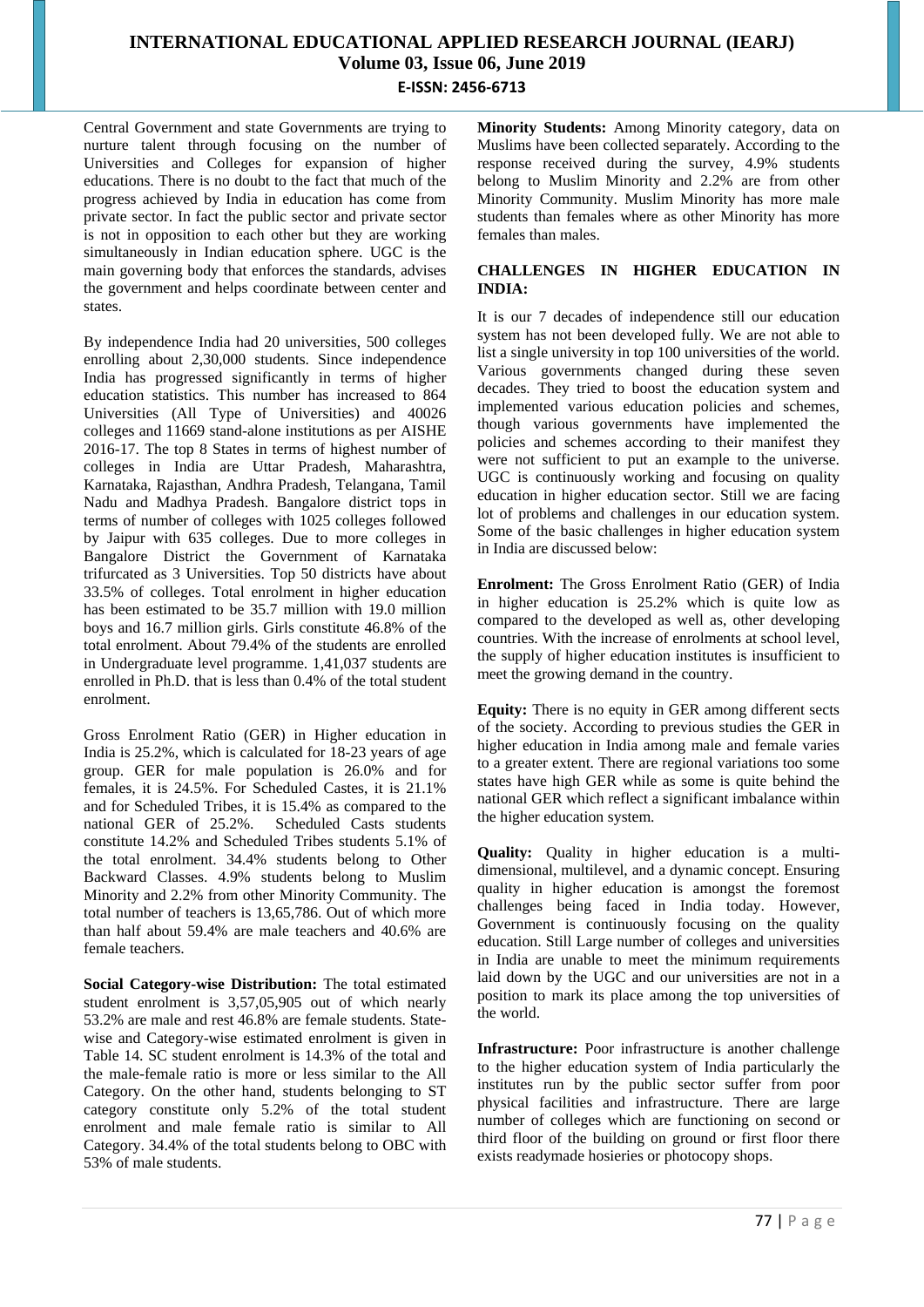Central Government and state Governments are trying to nurture talent through focusing on the number of Universities and Colleges for expansion of higher educations. There is no doubt to the fact that much of the progress achieved by India in education has come from private sector. In fact the public sector and private sector is not in opposition to each other but they are working simultaneously in Indian education sphere. UGC is the main governing body that enforces the standards, advises the government and helps coordinate between center and states.

By independence India had 20 universities, 500 colleges enrolling about 2,30,000 students. Since independence India has progressed significantly in terms of higher education statistics. This number has increased to 864 Universities (All Type of Universities) and 40026 colleges and 11669 stand-alone institutions as per AISHE 2016-17. The top 8 States in terms of highest number of colleges in India are Uttar Pradesh, Maharashtra, Karnataka, Rajasthan, Andhra Pradesh, Telangana, Tamil Nadu and Madhya Pradesh. Bangalore district tops in terms of number of colleges with 1025 colleges followed by Jaipur with 635 colleges. Due to more colleges in Bangalore District the Government of Karnataka trifurcated as 3 Universities. Top 50 districts have about 33.5% of colleges. Total enrolment in higher education has been estimated to be 35.7 million with 19.0 million boys and 16.7 million girls. Girls constitute 46.8% of the total enrolment. About 79.4% of the students are enrolled in Undergraduate level programme. 1,41,037 students are enrolled in Ph.D. that is less than 0.4% of the total student enrolment.

Gross Enrolment Ratio (GER) in Higher education in India is 25.2%, which is calculated for 18-23 years of age group. GER for male population is 26.0% and for females, it is 24.5%. For Scheduled Castes, it is 21.1% and for Scheduled Tribes, it is 15.4% as compared to the national GER of 25.2%. Scheduled Casts students constitute 14.2% and Scheduled Tribes students 5.1% of the total enrolment. 34.4% students belong to Other Backward Classes. 4.9% students belong to Muslim Minority and 2.2% from other Minority Community. The total number of teachers is 13,65,786. Out of which more than half about 59.4% are male teachers and 40.6% are female teachers.

**Social Category-wise Distribution:** The total estimated student enrolment is 3,57,05,905 out of which nearly 53.2% are male and rest 46.8% are female students. State-wise and Category-wise estimated enrolment is given in Table 14. SC student enrolment is 14.3% of the total and the male-female ratio is more or less similar to the All Category. On the other hand, students belonging to ST category constitute only 5.2% of the total student enrolment and male female ratio is similar to All Category. 34.4% of the total students belong to OBC with 53% of male students.

**Minority Students:** Among Minority category, data on Muslims have been collected separately. According to the response received during the survey, 4.9% students belong to Muslim Minority and 2.2% are from other Minority Community. Muslim Minority has more male students than females where as other Minority has more females than males.

## CHALLENGES IN HIGHER EDUCATION IN INDIA:

It is our 7 decades of independence still our education system has not been developed fully. We are not able to list a single university in top 100 universities of the world. Various governments changed during these seven decades. They tried to boost the education system and implemented various education policies and schemes, though various governments have implemented the policies and schemes according to their manifest they were not sufficient to put an example to the universe. UGC is continuously working and focusing on quality education in higher education sector. Still we are facing lot of problems and challenges in our education system. Some of the basic challenges in higher education system in India are discussed below:

**Enrolment:** The Gross Enrolment Ratio (GER) of India in higher education is 25.2% which is quite low as compared to the developed as well as, other developing countries. With the increase of enrolments at school level, the supply of higher education institutes is insufficient to meet the growing demand in the country.

**Equity:** There is no equity in GER among different sects of the society. According to previous studies the GER in higher education in India among male and female varies to a greater extent. There are regional variations too some states have high GER while as some is quite behind the national GER which reflect a significant imbalance within the higher education system.

**Quality:** Quality in higher education is a multi-dimensional, multilevel, and a dynamic concept. Ensuring quality in higher education is amongst the foremost challenges being faced in India today. However, Government is continuously focusing on the quality education. Still Large number of colleges and universities in India are unable to meet the minimum requirements laid down by the UGC and our universities are not in a position to mark its place among the top universities of the world.

**Infrastructure:** Poor infrastructure is another challenge to the higher education system of India particularly the institutes run by the public sector suffer from poor physical facilities and infrastructure. There are large number of colleges which are functioning on second or third floor of the building on ground or first floor there exists readymade hosieries or photocopy shops.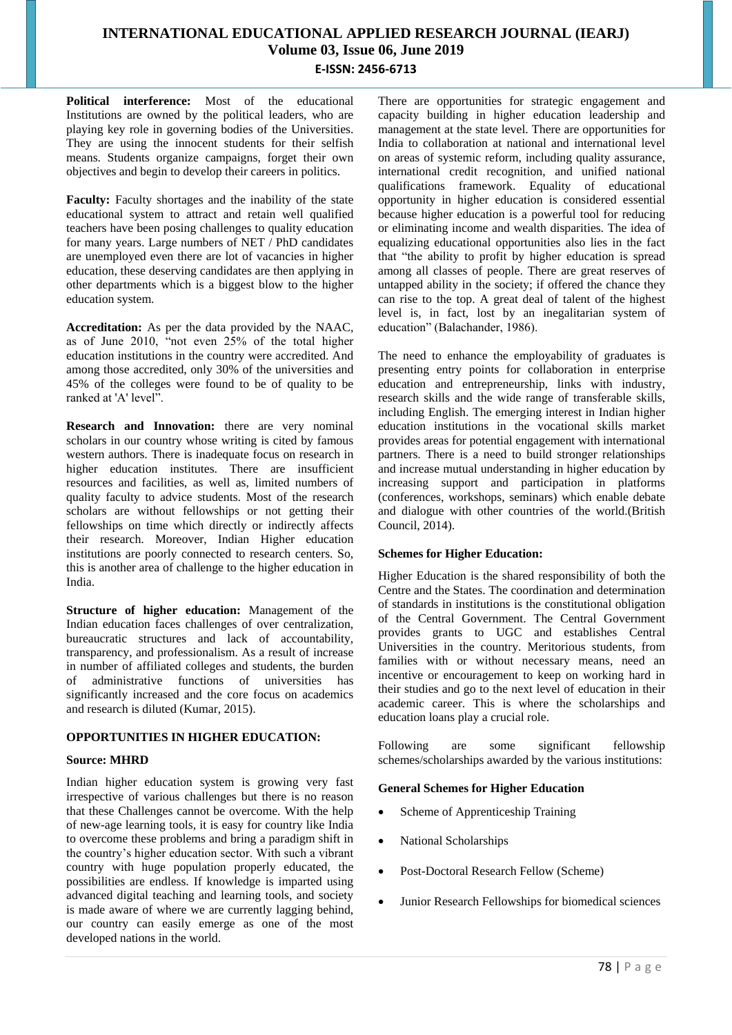**Political interference:** Most of the educational Institutions are owned by the political leaders, who are playing key role in governing bodies of the Universities. They are using the innocent students for their selfish means. Students organize campaigns, forget their own objectives and begin to develop their careers in politics.

**Faculty:** Faculty shortages and the inability of the state educational system to attract and retain well qualified teachers have been posing challenges to quality education for many years. Large numbers of NET / PhD candidates are unemployed even there are lot of vacancies in higher education, these deserving candidates are then applying in other departments which is a biggest blow to the higher education system.

**Accreditation:** As per the data provided by the NAAC, as of June 2010, "not even 25% of the total higher education institutions in the country were accredited. And among those accredited, only 30% of the universities and 45% of the colleges were found to be of quality to be ranked at 'A' level".

**Research and Innovation:** there are very nominal scholars in our country whose writing is cited by famous western authors. There is inadequate focus on research in higher education institutes. There are insufficient resources and facilities, as well as, limited numbers of quality faculty to advice students. Most of the research scholars are without fellowships or not getting their fellowships on time which directly or indirectly affects their research. Moreover, Indian Higher education institutions are poorly connected to research centers. So, this is another area of challenge to the higher education in India.

**Structure of higher education:** Management of the Indian education faces challenges of over centralization, bureaucratic structures and lack of accountability, transparency, and professionalism. As a result of increase in number of affiliated colleges and students, the burden of administrative functions of universities has significantly increased and the core focus on academics and research is diluted (Kumar, 2015).

## OPPORTUNITIES IN HIGHER EDUCATION:

**Source: MHRD**

Indian higher education system is growing very fast irrespective of various challenges but there is no reason that these Challenges cannot be overcome. With the help of new-age learning tools, it is easy for country like India to overcome these problems and bring a paradigm shift in the country's higher education sector. With such a vibrant country with huge population properly educated, the possibilities are endless. If knowledge is imparted using advanced digital teaching and learning tools, and society is made aware of where we are currently lagging behind, our country can easily emerge as one of the most developed nations in the world.

There are opportunities for strategic engagement and capacity building in higher education leadership and management at the state level. There are opportunities for India to collaboration at national and international level on areas of systemic reform, including quality assurance, international credit recognition, and unified national qualifications framework. Equality of educational opportunity in higher education is considered essential because higher education is a powerful tool for reducing or eliminating income and wealth disparities. The idea of equalizing educational opportunities also lies in the fact that "the ability to profit by higher education is spread among all classes of people. There are great reserves of untapped ability in the society; if offered the chance they can rise to the top. A great deal of talent of the highest level is, in fact, lost by an inegalitarian system of education" (Balachander, 1986).

The need to enhance the employability of graduates is presenting entry points for collaboration in enterprise education and entrepreneurship, links with industry, research skills and the wide range of transferable skills, including English. The emerging interest in Indian higher education institutions in the vocational skills market provides areas for potential engagement with international partners. There is a need to build stronger relationships and increase mutual understanding in higher education by increasing support and participation in platforms (conferences, workshops, seminars) which enable debate and dialogue with other countries of the world.(British Council, 2014).

### Schemes for Higher Education:

Higher Education is the shared responsibility of both the Centre and the States. The coordination and determination of standards in institutions is the constitutional obligation of the Central Government. The Central Government provides grants to UGC and establishes Central Universities in the country. Meritorious students, from families with or without necessary means, need an incentive or encouragement to keep on working hard in their studies and go to the next level of education in their academic career. This is where the scholarships and education loans play a crucial role.

Following are some significant fellowship schemes/scholarships awarded by the various institutions:

**General Schemes for Higher Education**

- Scheme of Apprenticeship Training
- National Scholarships
- Post-Doctoral Research Fellow (Scheme)
- Junior Research Fellowships for biomedical sciences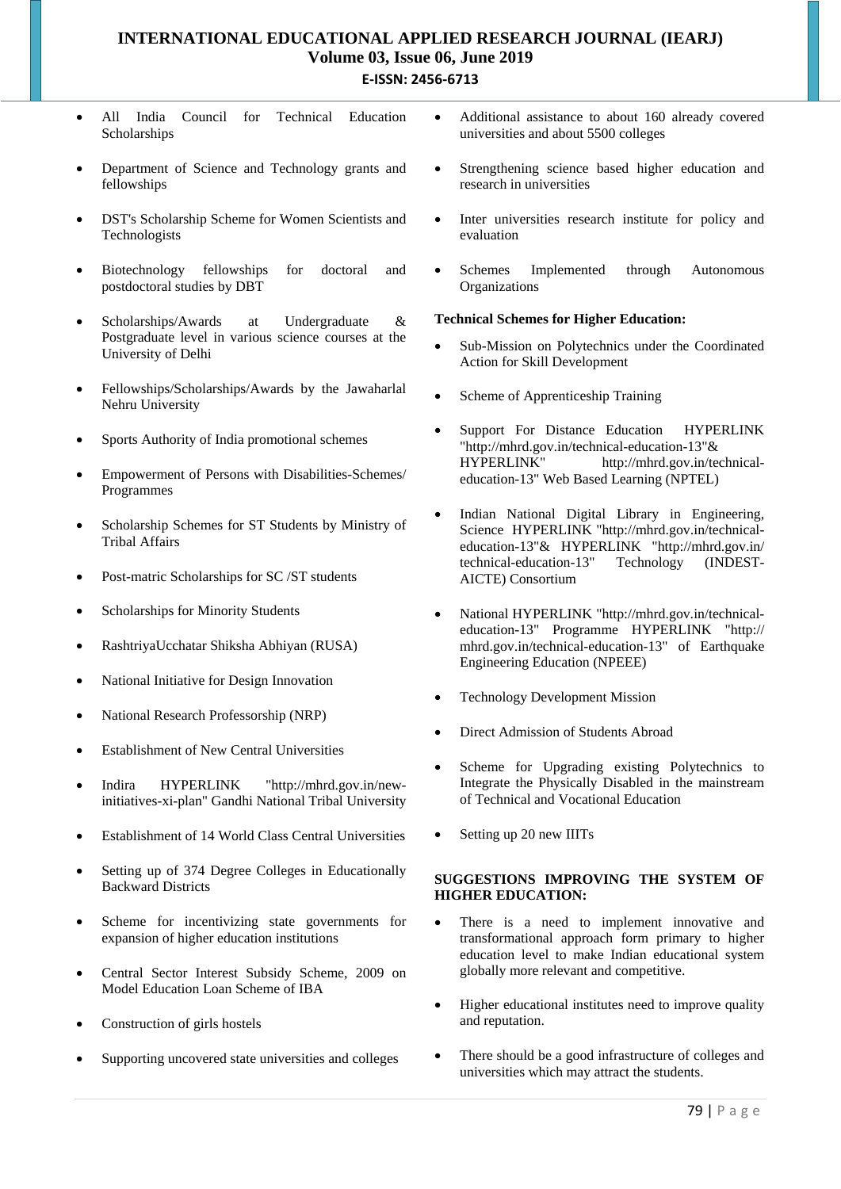- All India Council for Technical Education Scholarships
- Department of Science and Technology grants and fellowships
- DST's Scholarship Scheme for Women Scientists and Technologists
- Biotechnology fellowships for doctoral and postdoctoral studies by DBT
- Scholarships/Awards at Undergraduate & Postgraduate level in various science courses at the University of Delhi
- Fellowships/Scholarships/Awards by the Jawaharlal Nehru University
- Sports Authority of India promotional schemes
- Empowerment of Persons with Disabilities-Schemes/ Programmes
- Scholarship Schemes for ST Students by Ministry of Tribal Affairs
- Post-matric Scholarships for SC /ST students
- Scholarships for Minority Students
- RashtriyaUcchatar Shiksha Abhiyan (RUSA)
- National Initiative for Design Innovation
- National Research Professorship (NRP)
- Establishment of New Central Universities
- Indira HYPERLINK "http://mhrd.gov.in/new-initiatives-xi-plan" Gandhi National Tribal University
- Establishment of 14 World Class Central Universities
- Setting up of 374 Degree Colleges in Educationally Backward Districts
- Scheme for incentivizing state governments for expansion of higher education institutions
- Central Sector Interest Subsidy Scheme, 2009 on Model Education Loan Scheme of IBA
- Construction of girls hostels
- Supporting uncovered state universities and colleges
- Additional assistance to about 160 already covered universities and about 5500 colleges
- Strengthening science based higher education and research in universities
- Inter universities research institute for policy and evaluation
- Schemes Implemented through Autonomous Organizations

**Technical Schemes for Higher Education:**

- Sub-Mission on Polytechnics under the Coordinated Action for Skill Development
- Scheme of Apprenticeship Training
- Support For Distance Education HYPERLINK "http://mhrd.gov.in/technical-education-13"& HYPERLINK" http://mhrd.gov.in/technical-education-13" Web Based Learning (NPTEL)
- Indian National Digital Library in Engineering, Science HYPERLINK "http://mhrd.gov.in/technical-education-13"& HYPERLINK "http://mhrd.gov.in/technical-education-13" Technology (INDEST-AICTE) Consortium
- National HYPERLINK "http://mhrd.gov.in/technical-education-13" Programme HYPERLINK "http://mhrd.gov.in/technical-education-13" of Earthquake Engineering Education (NPEEE)
- Technology Development Mission
- Direct Admission of Students Abroad
- Scheme for Upgrading existing Polytechnics to Integrate the Physically Disabled in the mainstream of Technical and Vocational Education
- Setting up 20 new IIITs

**SUGGESTIONS IMPROVING THE SYSTEM OF HIGHER EDUCATION:**

- There is a need to implement innovative and transformational approach form primary to higher education level to make Indian educational system globally more relevant and competitive.
- Higher educational institutes need to improve quality and reputation.
- There should be a good infrastructure of colleges and universities which may attract the students.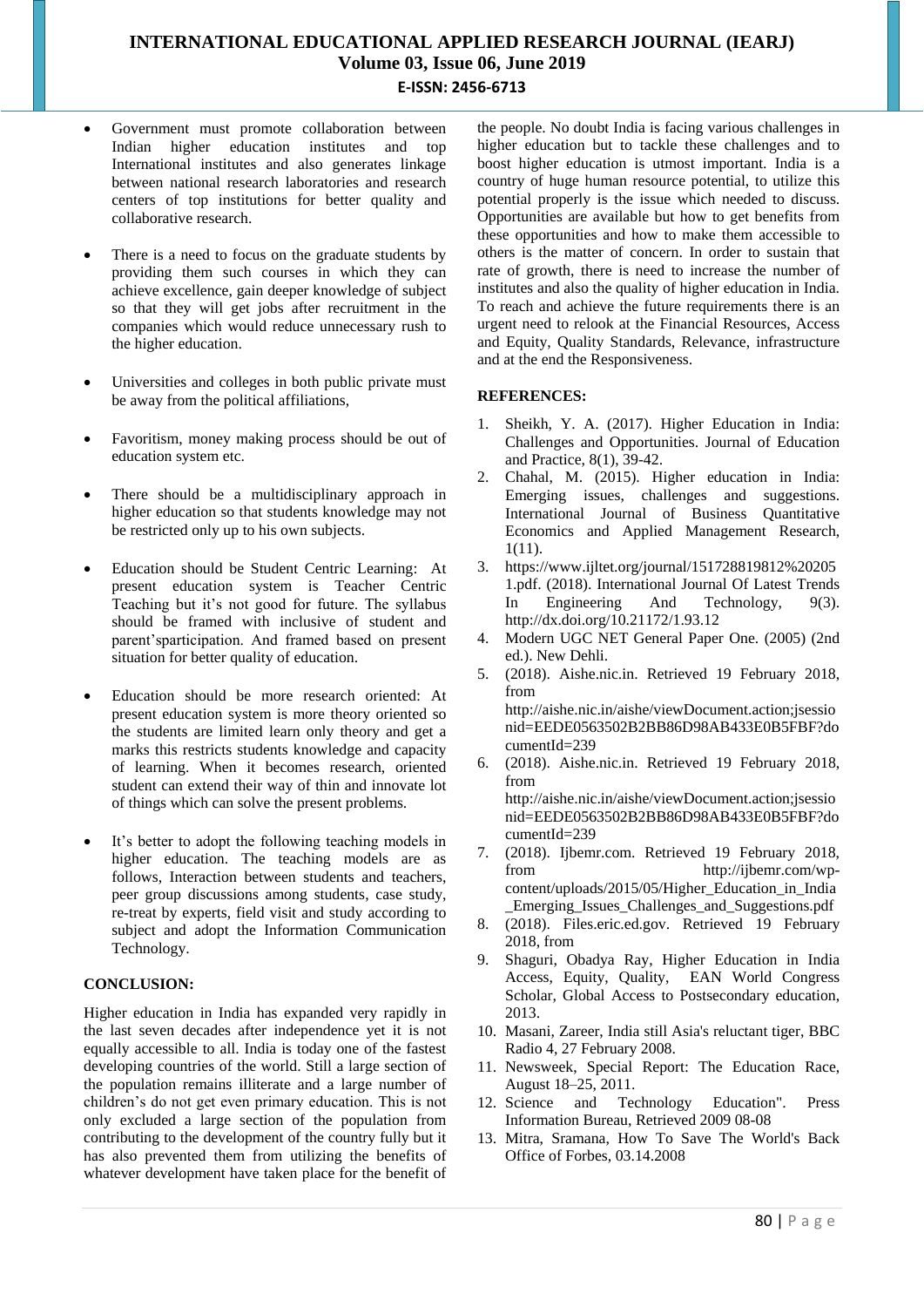- Government must promote collaboration between Indian higher education institutes and top International institutes and also generates linkage between national research laboratories and research centers of top institutions for better quality and collaborative research.

- There is a need to focus on the graduate students by providing them such courses in which they can achieve excellence, gain deeper knowledge of subject so that they will get jobs after recruitment in the companies which would reduce unnecessary rush to the higher education.

- Universities and colleges in both public private must be away from the political affiliations,

- Favoritism, money making process should be out of education system etc.

- There should be a multidisciplinary approach in higher education so that students knowledge may not be restricted only up to his own subjects.

- Education should be Student Centric Learning: At present education system is Teacher Centric Teaching but it's not good for future. The syllabus should be framed with inclusive of student and parent'sparticipation. And framed based on present situation for better quality of education.

- Education should be more research oriented: At present education system is more theory oriented so the students are limited learn only theory and get a marks this restricts students knowledge and capacity of learning. When it becomes research, oriented student can extend their way of thin and innovate lot of things which can solve the present problems.

- It's better to adopt the following teaching models in higher education. The teaching models are as follows, Interaction between students and teachers, peer group discussions among students, case study, re-treat by experts, field visit and study according to subject and adopt the Information Communication Technology.

## CONCLUSION:

Higher education in India has expanded very rapidly in the last seven decades after independence yet it is not equally accessible to all. India is today one of the fastest developing countries of the world. Still a large section of the population remains illiterate and a large number of children's do not get even primary education. This is not only excluded a large section of the population from contributing to the development of the country fully but it has also prevented them from utilizing the benefits of whatever development have taken place for the benefit of the people. No doubt India is facing various challenges in higher education but to tackle these challenges and to boost higher education is utmost important. India is a country of huge human resource potential, to utilize this potential properly is the issue which needed to discuss. Opportunities are available but how to get benefits from these opportunities and how to make them accessible to others is the matter of concern. In order to sustain that rate of growth, there is need to increase the number of institutes and also the quality of higher education in India. To reach and achieve the future requirements there is an urgent need to relook at the Financial Resources, Access and Equity, Quality Standards, Relevance, infrastructure and at the end the Responsiveness.

## REFERENCES:

1. Sheikh, Y. A. (2017). Higher Education in India: Challenges and Opportunities. Journal of Education and Practice, 8(1), 39-42.
2. Chahal, M. (2015). Higher education in India: Emerging issues, challenges and suggestions. International Journal of Business Quantitative Economics and Applied Management Research, 1(11).
3. https://www.ijltet.org/journal/151728819812%202051.pdf. (2018). International Journal Of Latest Trends In Engineering And Technology, 9(3). http://dx.doi.org/10.21172/1.93.12
4. Modern UGC NET General Paper One. (2005) (2nd ed.). New Dehli.
5. (2018). Aishe.nic.in. Retrieved 19 February 2018, from http://aishe.nic.in/aishe/viewDocument.action;jsessionid=EEDE0563502B2BB86D98AB433E0B5FBF?documentId=239
6. (2018). Aishe.nic.in. Retrieved 19 February 2018, from http://aishe.nic.in/aishe/viewDocument.action;jsessionid=EEDE0563502B2BB86D98AB433E0B5FBF?documentId=239
7. (2018). Ijbemr.com. Retrieved 19 February 2018, from http://ijbemr.com/wp-content/uploads/2015/05/Higher_Education_in_India_Emerging_Issues_Challenges_and_Suggestions.pdf
8. (2018). Files.eric.ed.gov. Retrieved 19 February 2018, from
9. Shaguri, Obadya Ray, Higher Education in India Access, Equity, Quality, EAN World Congress Scholar, Global Access to Postsecondary education, 2013.
10. Masani, Zareer, India still Asia's reluctant tiger, BBC Radio 4, 27 February 2008.
11. Newsweek, Special Report: The Education Race, August 18–25, 2011.
12. Science and Technology Education". Press Information Bureau, Retrieved 2009 08-08
13. Mitra, Sramana, How To Save The World's Back Office of Forbes, 03.14.2008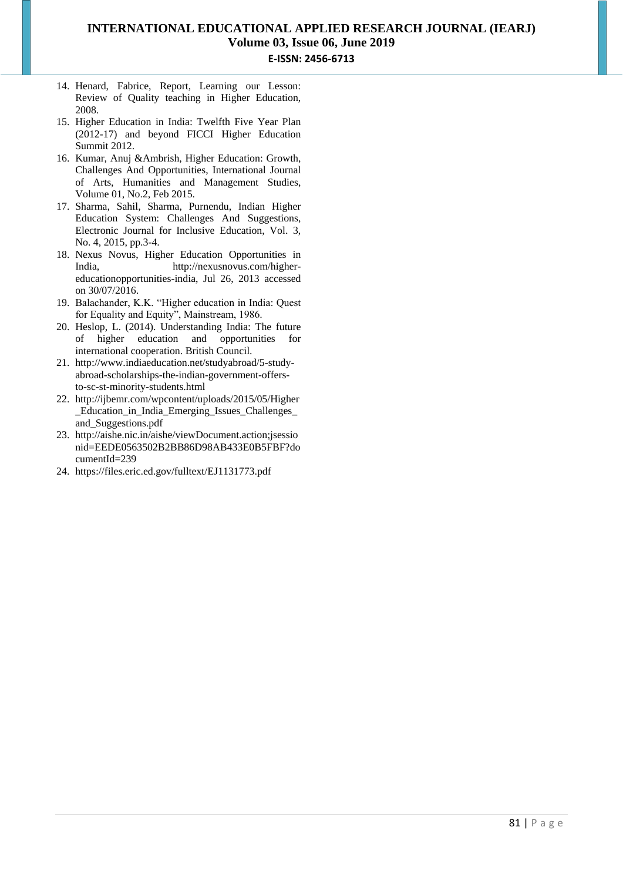14. Henard, Fabrice, Report, Learning our Lesson: Review of Quality teaching in Higher Education, 2008.
15. Higher Education in India: Twelfth Five Year Plan (2012-17) and beyond FICCI Higher Education Summit 2012.
16. Kumar, Anuj &Ambrish, Higher Education: Growth, Challenges And Opportunities, International Journal of Arts, Humanities and Management Studies, Volume 01, No.2, Feb 2015.
17. Sharma, Sahil, Sharma, Purnendu, Indian Higher Education System: Challenges And Suggestions, Electronic Journal for Inclusive Education, Vol. 3, No. 4, 2015, pp.3-4.
18. Nexus Novus, Higher Education Opportunities in India, http://nexusnovus.com/higher-educationopportunities-india, Jul 26, 2013 accessed on 30/07/2016.
19. Balachander, K.K. "Higher education in India: Quest for Equality and Equity", Mainstream, 1986.
20. Heslop, L. (2014). Understanding India: The future of higher education and opportunities for international cooperation. British Council.
21. http://www.indiaeducation.net/studyabroad/5-study-abroad-scholarships-the-indian-government-offers-to-sc-st-minority-students.html
22. http://ijbemr.com/wpcontent/uploads/2015/05/Higher_Education_in_India_Emerging_Issues_Challenges_and_Suggestions.pdf
23. http://aishe.nic.in/aishe/viewDocument.action;jsessionid=EEDE0563502B2BB86D98AB433E0B5FBF?documentId=239
24. https://files.eric.ed.gov/fulltext/EJ1131773.pdf